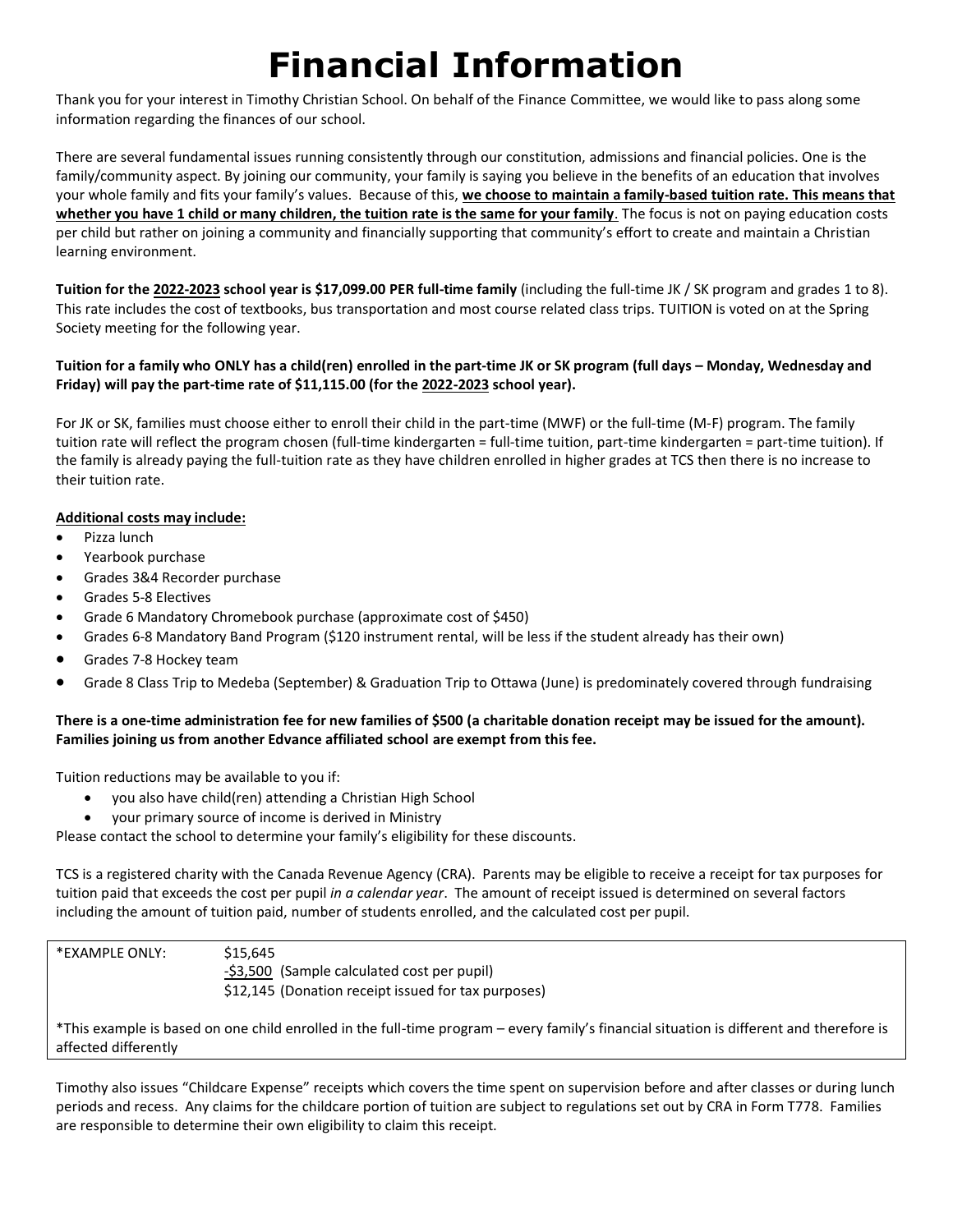# Financial Information

Thank you for your interest in Timothy Christian School. On behalf of the Finance Committee, we would like to pass along some information regarding the finances of our school.

There are several fundamental issues running consistently through our constitution, admissions and financial policies. One is the family/community aspect. By joining our community, your family is saying you believe in the benefits of an education that involves your whole family and fits your family's values. Because of this, **we choose to maintain a family-based tuition rate. This means that whether you have 1 child or many children, the tuition rate is the same for your family**. The focus is not on paying education costs per child but rather on joining a community and financially supporting that community's effort to create and maintain a Christian learning environment.

**Tuition for the 2022-2023 school year is $17,099.00 PER full-time family** (including the full-time JK / SK program and grades 1 to 8). This rate includes the cost of textbooks, bus transportation and most course related class trips. TUITION is voted on at the Spring Society meeting for the following year.

**Tuition for a family who ONLY has a child(ren) enrolled in the part-time JK or SK program (full days – Monday, Wednesday and Friday) will pay the part-time rate of $11,115.00 (for the 2022-2023 school year).**

For JK or SK, families must choose either to enroll their child in the part-time (MWF) or the full-time (M-F) program. The family tuition rate will reflect the program chosen (full-time kindergarten = full-time tuition, part-time kindergarten = part-time tuition). If the family is already paying the full-tuition rate as they have children enrolled in higher grades at TCS then there is no increase to their tuition rate.

**Additional costs may include:**

- Pizza lunch
- Yearbook purchase
- Grades 3&4 Recorder purchase
- Grades 5-8 Electives
- Grade 6 Mandatory Chromebook purchase (approximate cost of $450)
- Grades 6-8 Mandatory Band Program ($120 instrument rental, will be less if the student already has their own)
- Grades 7-8 Hockey team
- Grade 8 Class Trip to Medeba (September) & Graduation Trip to Ottawa (June) is predominately covered through fundraising

**There is a one-time administration fee for new families of $500 (a charitable donation receipt may be issued for the amount). Families joining us from another Edvance affiliated school are exempt from this fee.**

Tuition reductions may be available to you if:

- you also have child(ren) attending a Christian High School
- your primary source of income is derived in Ministry

Please contact the school to determine your family's eligibility for these discounts.

TCS is a registered charity with the Canada Revenue Agency (CRA). Parents may be eligible to receive a receipt for tax purposes for tuition paid that exceeds the cost per pupil *in a calendar year*. The amount of receipt issued is determined on several factors including the amount of tuition paid, number of students enrolled, and the calculated cost per pupil.

| *EXAMPLE ONLY: | $15,645 |
|---|---|
| | -$3,500 (Sample calculated cost per pupil) |
| | $12,145 (Donation receipt issued for tax purposes) |

*This example is based on one child enrolled in the full-time program – every family's financial situation is different and therefore is affected differently

Timothy also issues "Childcare Expense" receipts which covers the time spent on supervision before and after classes or during lunch periods and recess. Any claims for the childcare portion of tuition are subject to regulations set out by CRA in Form T778. Families are responsible to determine their own eligibility to claim this receipt.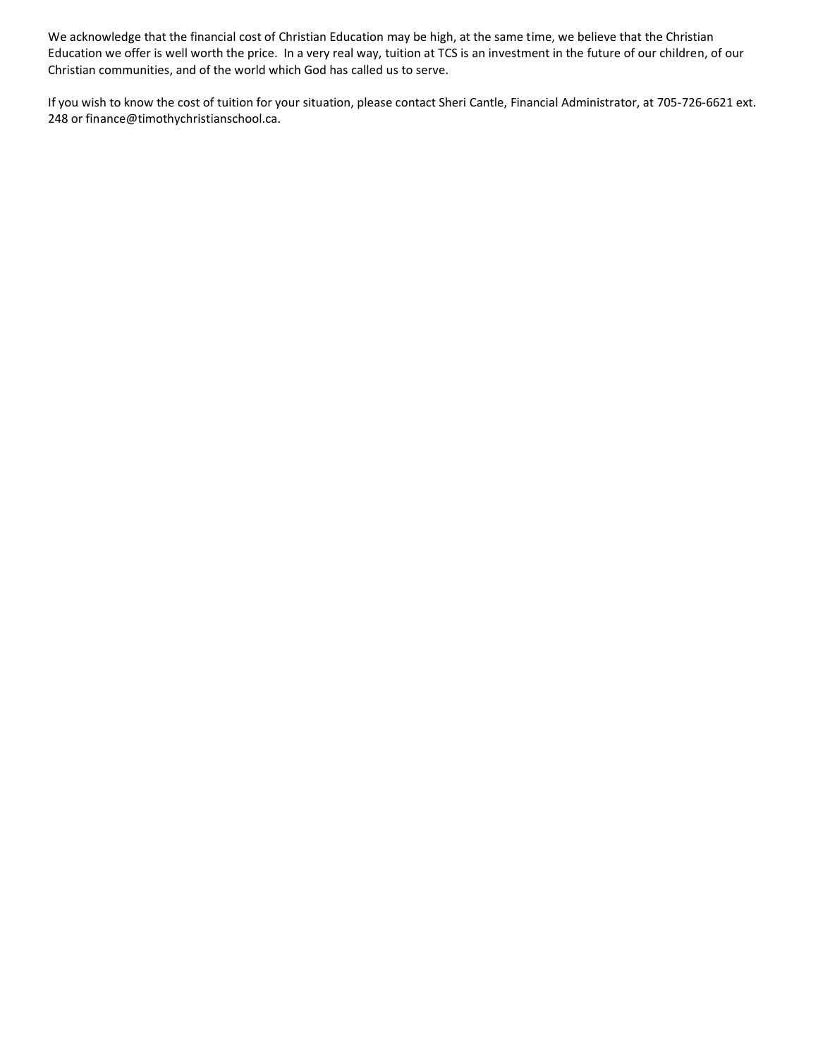We acknowledge that the financial cost of Christian Education may be high, at the same time, we believe that the Christian Education we offer is well worth the price. In a very real way, tuition at TCS is an investment in the future of our children, of our Christian communities, and of the world which God has called us to serve.

If you wish to know the cost of tuition for your situation, please contact Sheri Cantle, Financial Administrator, at 705-726-6621 ext. 248 or finance@timothychristianschool.ca.